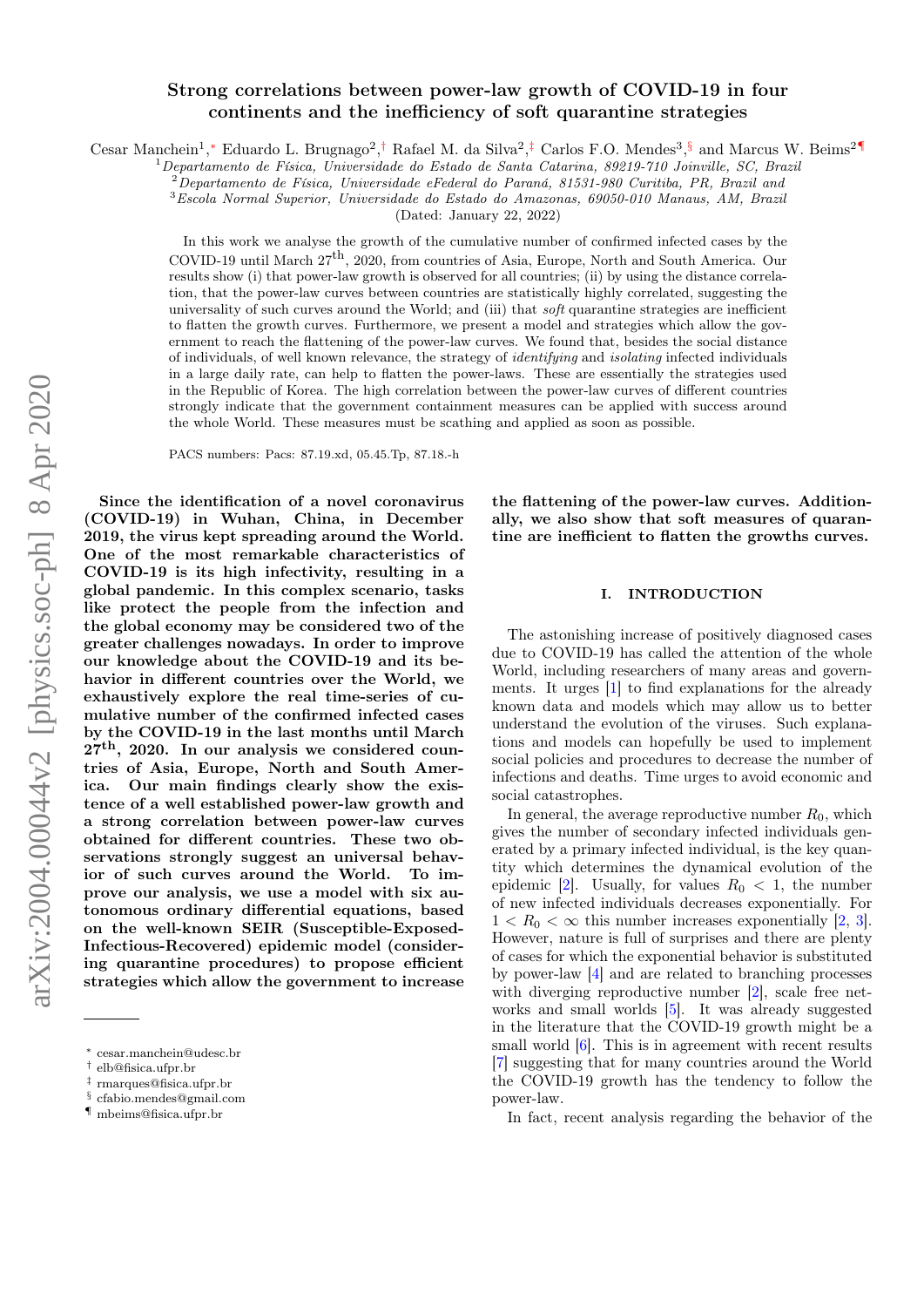# Strong correlations between power-law growth of COVID-19 in four continents and the inefficiency of soft quarantine strategies

Cesar Manchein[1,*] Eduardo L. Brugnago[2,†] Rafael M. da Silva[2,‡] Carlos F.O. Mendes[3,§] and Marcus W. Beims[2,¶]

[1] *Departamento de Física, Universidade do Estado de Santa Catarina, 89219-710 Joinville, SC, Brazil*
[2] *Departamento de Física, Universidade eFederal do Paraná, 81531-980 Curitiba, PR, Brazil and*
[3] *Escola Normal Superior, Universidade do Estado do Amazonas, 69050-010 Manaus, AM, Brazil*

(Dated: January 22, 2022)

In this work we analyse the growth of the cumulative number of confirmed infected cases by the COVID-19 until March 27$^{\text{th}}$, 2020, from countries of Asia, Europe, North and South America. Our results show (i) that power-law growth is observed for all countries; (ii) by using the distance correlation, that the power-law curves between countries are statistically highly correlated, suggesting the universality of such curves around the World; and (iii) that *soft* quarantine strategies are inefficient to flatten the growth curves. Furthermore, we present a model and strategies which allow the government to reach the flattening of the power-law curves. We found that, besides the social distance of individuals, of well known relevance, the strategy of *identifying* and *isolating* infected individuals in a large daily rate, can help to flatten the power-laws. These are essentially the strategies used in the Republic of Korea. The high correlation between the power-law curves of different countries strongly indicate that the government containment measures can be applied with success around the whole World. These measures must be scathing and applied as soon as possible.

PACS numbers: Pacs: 87.19.xd, 05.45.Tp, 87.18.-h

**Since the identification of a novel coronavirus (COVID-19) in Wuhan, China, in December 2019, the virus kept spreading around the World. One of the most remarkable characteristics of COVID-19 is its high infectivity, resulting in a global pandemic. In this complex scenario, tasks like protect the people from the infection and the global economy may be considered two of the greater challenges nowadays. In order to improve our knowledge about the COVID-19 and its behavior in different countries over the World, we exhaustively explore the real time-series of cumulative number of the confirmed infected cases by the COVID-19 in the last months until March 27$^{\text{th}}$, 2020. In our analysis we considered countries of Asia, Europe, North and South America. Our main findings clearly show the existence of a well established power-law growth and a strong correlation between power-law curves obtained for different countries. These two observations strongly suggest an universal behavior of such curves around the World. To improve our analysis, we use a model with six autonomous ordinary differential equations, based on the well-known SEIR (Susceptible-Exposed-Infectious-Recovered) epidemic model (considering quarantine procedures) to propose efficient strategies which allow the government to increase the flattening of the power-law curves. Additionally, we also show that soft measures of quarantine are inefficient to flatten the growths curves.**

## I. INTRODUCTION

The astonishing increase of positively diagnosed cases due to COVID-19 has called the attention of the whole World, including researchers of many areas and governments. It urges [1] to find explanations for the already known data and models which may allow us to better understand the evolution of the viruses. Such explanations and models can hopefully be used to implement social policies and procedures to decrease the number of infections and deaths. Time urges to avoid economic and social catastrophes.

In general, the average reproductive number $R_0$, which gives the number of secondary infected individuals generated by a primary infected individual, is the key quantity which determines the dynamical evolution of the epidemic [2]. Usually, for values $R_0 < 1$, the number of new infected individuals decreases exponentially. For $1 < R_0 < \infty$ this number increases exponentially [2, 3]. However, nature is full of surprises and there are plenty of cases for which the exponential behavior is substituted by power-law [4] and are related to branching processes with diverging reproductive number [2], scale free networks and small worlds [5]. It was already suggested in the literature that the COVID-19 growth might be a small world [6]. This is in agreement with recent results [7] suggesting that for many countries around the World the COVID-19 growth has the tendency to follow the power-law.

In fact, recent analysis regarding the behavior of the

---

* cesar.manchein@udesc.br
† elb@fisica.ufpr.br
‡ rmarques@fisica.ufpr.br
§ cfabio.mendes@gmail.com
¶ mbeims@fisica.ufpr.br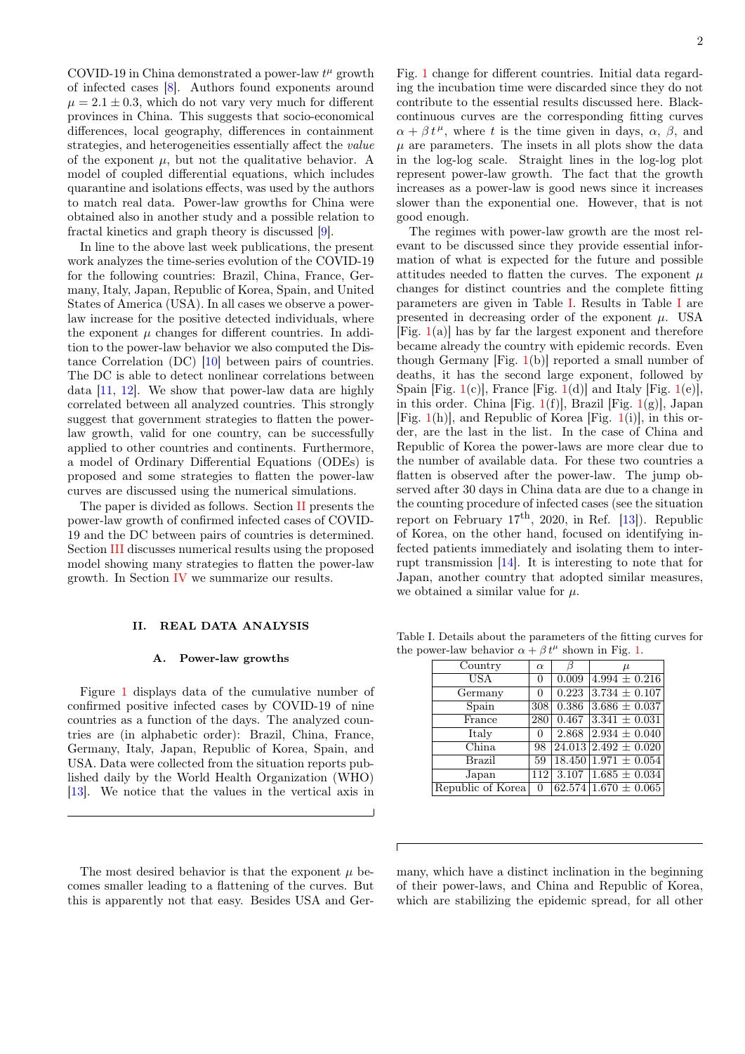COVID-19 in China demonstrated a power-law $t^\mu$ growth of infected cases [8]. Authors found exponents around $\mu = 2.1 \pm 0.3$, which do not vary very much for different provinces in China. This suggests that socio-economical differences, local geography, differences in containment strategies, and heterogeneities essentially affect the *value* of the exponent $\mu$, but not the qualitative behavior. A model of coupled differential equations, which includes quarantine and isolations effects, was used by the authors to match real data. Power-law growths for China were obtained also in another study and a possible relation to fractal kinetics and graph theory is discussed [9].

In line to the above last week publications, the present work analyzes the time-series evolution of the COVID-19 for the following countries: Brazil, China, France, Germany, Italy, Japan, Republic of Korea, Spain, and United States of America (USA). In all cases we observe a power-law increase for the positive detected individuals, where the exponent $\mu$ changes for different countries. In addition to the power-law behavior we also computed the Distance Correlation (DC) [10] between pairs of countries. The DC is able to detect nonlinear correlations between data [11, 12]. We show that power-law data are highly correlated between all analyzed countries. This strongly suggest that government strategies to flatten the power-law growth, valid for one country, can be successfully applied to other countries and continents. Furthermore, a model of Ordinary Differential Equations (ODEs) is proposed and some strategies to flatten the power-law curves are discussed using the numerical simulations.

The paper is divided as follows. Section II presents the power-law growth of confirmed infected cases of COVID-19 and the DC between pairs of countries is determined. Section III discusses numerical results using the proposed model showing many strategies to flatten the power-law growth. In Section IV we summarize our results.

## II. REAL DATA ANALYSIS

### A. Power-law growths

Figure 1 displays data of the cumulative number of confirmed positive infected cases by COVID-19 of nine countries as a function of the days. The analyzed countries are (in alphabetic order): Brazil, China, France, Germany, Italy, Japan, Republic of Korea, Spain, and USA. Data were collected from the situation reports published daily by the World Health Organization (WHO) [13]. We notice that the values in the vertical axis in Fig. 1 change for different countries. Initial data regarding the incubation time were discarded since they do not contribute to the essential results discussed here. Black-continuous curves are the corresponding fitting curves $\alpha + \beta\, t^\mu$, where $t$ is the time given in days, $\alpha$, $\beta$, and $\mu$ are parameters. The insets in all plots show the data in the log-log scale. Straight lines in the log-log plot represent power-law growth. The fact that the growth increases as a power-law is good news since it increases slower than the exponential one. However, that is not good enough.

The regimes with power-law growth are the most relevant to be discussed since they provide essential information of what is expected for the future and possible attitudes needed to flatten the curves. The exponent $\mu$ changes for distinct countries and the complete fitting parameters are given in Table I. Results in Table I are presented in decreasing order of the exponent $\mu$. USA [Fig. 1(a)] has by far the largest exponent and therefore became already the country with epidemic records. Even though Germany [Fig. 1(b)] reported a small number of deaths, it has the second large exponent, followed by Spain [Fig. 1(c)], France [Fig. 1(d)] and Italy [Fig. 1(e)], in this order. China [Fig. 1(f)], Brazil [Fig. 1(g)], Japan [Fig. 1(h)], and Republic of Korea [Fig. 1(i)], in this order, are the last in the list. In the case of China and Republic of Korea the power-laws are more clear due to the number of available data. For these two countries a flatten is observed after the power-law. The jump observed after 30 days in China data are due to a change in the counting procedure of infected cases (see the situation report on February 17$^{\text{th}}$, 2020, in Ref. [13]). Republic of Korea, on the other hand, focused on identifying infected patients immediately and isolating them to interrupt transmission [14]. It is interesting to note that for Japan, another country that adopted similar measures, we obtained a similar value for $\mu$.

Table I. Details about the parameters of the fitting curves for the power-law behavior $\alpha + \beta\, t^\mu$ shown in Fig. 1.

| Country | $\alpha$ | $\beta$ | $\mu$ |
|---|---|---|---|
| USA | 0 | 0.009 | $4.994 \pm 0.216$ |
| Germany | 0 | 0.223 | $3.734 \pm 0.107$ |
| Spain | 308 | 0.386 | $3.686 \pm 0.037$ |
| France | 280 | 0.467 | $3.341 \pm 0.031$ |
| Italy | 0 | 2.868 | $2.934 \pm 0.040$ |
| China | 98 | 24.013 | $2.492 \pm 0.020$ |
| Brazil | 59 | 18.450 | $1.971 \pm 0.054$ |
| Japan | 112 | 3.107 | $1.685 \pm 0.034$ |
| Republic of Korea | 0 | 62.574 | $1.670 \pm 0.065$ |

The most desired behavior is that the exponent $\mu$ becomes smaller leading to a flattening of the curves. But this is apparently not that easy. Besides USA and Germany, which have a distinct inclination in the beginning of their power-laws, and China and Republic of Korea, which are stabilizing the epidemic spread, for all other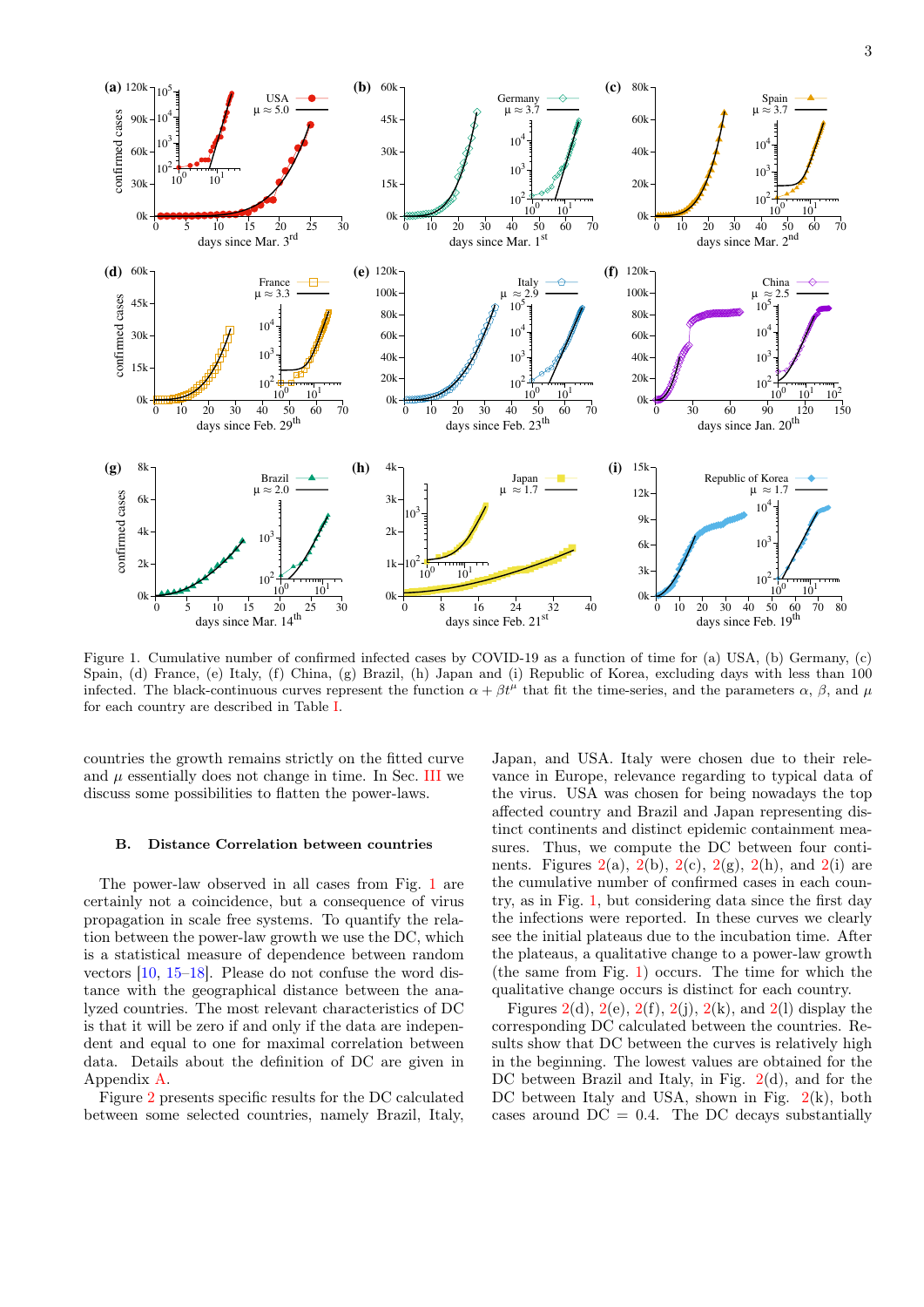Figure 1. Cumulative number of confirmed infected cases by COVID-19 as a function of time for (a) USA, (b) Germany, (c) Spain, (d) France, (e) Italy, (f) China, (g) Brazil, (h) Japan and (i) Republic of Korea, excluding days with less than 100 infected. The black-continuous curves represent the function $\alpha + \beta t^{\mu}$ that fit the time-series, and the parameters $\alpha$, $\beta$, and $\mu$ for each country are described in Table I.

countries the growth remains strictly on the fitted curve and $\mu$ essentially does not change in time. In Sec. III we discuss some possibilities to flatten the power-laws.

### B. Distance Correlation between countries

The power-law observed in all cases from Fig. 1 are certainly not a coincidence, but a consequence of virus propagation in scale free systems. To quantify the relation between the power-law growth we use the DC, which is a statistical measure of dependence between random vectors [10, 15–18]. Please do not confuse the word distance with the geographical distance between the analyzed countries. The most relevant characteristics of DC is that it will be zero if and only if the data are independent and equal to one for maximal correlation between data. Details about the definition of DC are given in Appendix A.

Figure 2 presents specific results for the DC calculated between some selected countries, namely Brazil, Italy, Japan, and USA. Italy were chosen due to their relevance in Europe, relevance regarding to typical data of the virus. USA was chosen for being nowadays the top affected country and Brazil and Japan representing distinct continents and distinct epidemic containment measures. Thus, we compute the DC between four continents. Figures 2(a), 2(b), 2(c), 2(g), 2(h), and 2(i) are the cumulative number of confirmed cases in each country, as in Fig. 1, but considering data since the first day the infections were reported. In these curves we clearly see the initial plateaus due to the incubation time. After the plateaus, a qualitative change to a power-law growth (the same from Fig. 1) occurs. The time for which the qualitative change occurs is distinct for each country.

Figures 2(d), 2(e), 2(f), 2(j), 2(k), and 2(l) display the corresponding DC calculated between the countries. Results show that DC between the curves is relatively high in the beginning. The lowest values are obtained for the DC between Brazil and Italy, in Fig. 2(d), and for the DC between Italy and USA, shown in Fig. 2(k), both cases around DC = 0.4. The DC decays substantially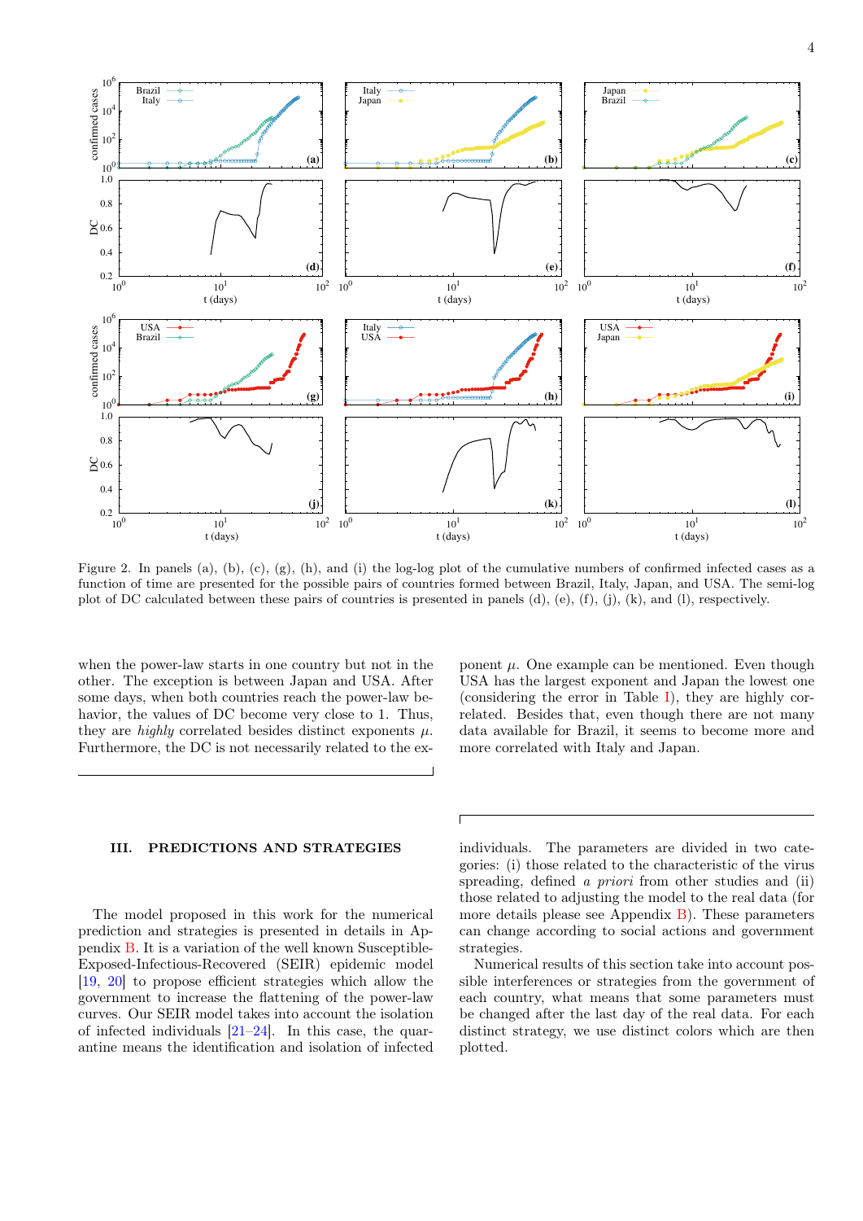Figure 2. In panels (a), (b), (c), (g), (h), and (i) the log-log plot of the cumulative numbers of confirmed infected cases as a function of time are presented for the possible pairs of countries formed between Brazil, Italy, Japan, and USA. The semi-log plot of DC calculated between these pairs of countries is presented in panels (d), (e), (f), (j), (k), and (l), respectively.

when the power-law starts in one country but not in the other. The exception is between Japan and USA. After some days, when both countries reach the power-law behavior, the values of DC become very close to 1. Thus, they are *highly* correlated besides distinct exponents $\mu$. Furthermore, the DC is not necessarily related to the exponent $\mu$. One example can be mentioned. Even though USA has the largest exponent and Japan the lowest one (considering the error in Table I), they are highly correlated. Besides that, even though there are not many data available for Brazil, it seems to become more and more correlated with Italy and Japan.

## III. PREDICTIONS AND STRATEGIES

The model proposed in this work for the numerical prediction and strategies is presented in details in Appendix B. It is a variation of the well known Susceptible-Exposed-Infectious-Recovered (SEIR) epidemic model [19, 20] to propose efficient strategies which allow the government to increase the flattening of the power-law curves. Our SEIR model takes into account the isolation of infected individuals [21–24]. In this case, the quarantine means the identification and isolation of infected individuals. The parameters are divided in two categories: (i) those related to the characteristic of the virus spreading, defined *a priori* from other studies and (ii) those related to adjusting the model to the real data (for more details please see Appendix B). These parameters can change according to social actions and government strategies.

Numerical results of this section take into account possible interferences or strategies from the government of each country, what means that some parameters must be changed after the last day of the real data. For each distinct strategy, we use distinct colors which are then plotted.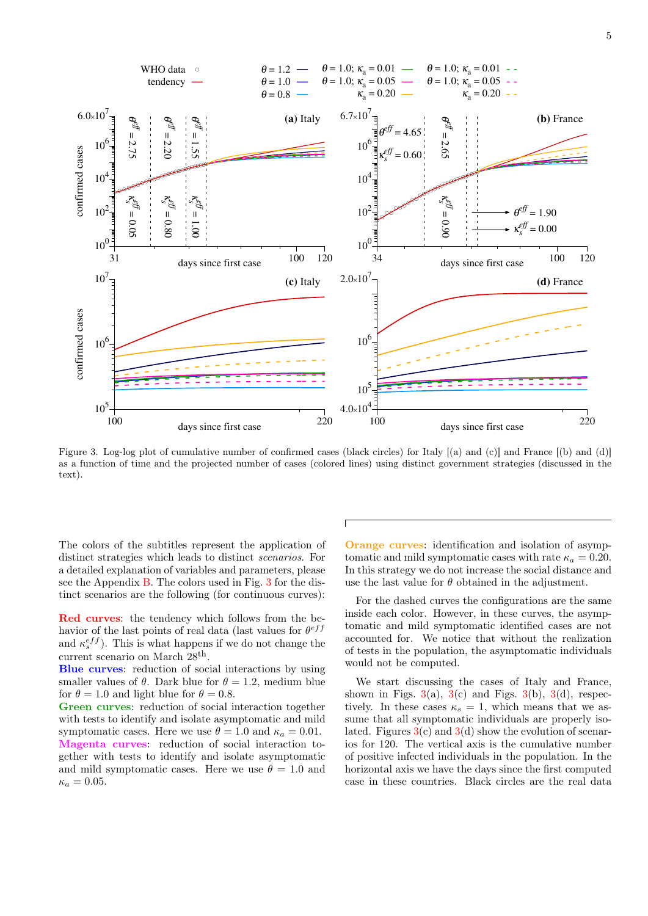Figure 3. Log-log plot of cumulative number of confirmed cases (black circles) for Italy [(a) and (c)] and France [(b) and (d)] as a function of time and the projected number of cases (colored lines) using distinct government strategies (discussed in the text).

The colors of the subtitles represent the application of distinct strategies which leads to distinct *scenarios*. For a detailed explanation of variables and parameters, please see the Appendix B. The colors used in Fig. 3 for the distinct scenarios are the following (for continuous curves):

**Red curves**: the tendency which follows from the behavior of the last points of real data (last values for $\theta^{eff}$ and $\kappa_s^{eff}$). This is what happens if we do not change the current scenario on March 28th.

**Blue curves**: reduction of social interactions by using smaller values of $\theta$. Dark blue for $\theta = 1.2$, medium blue for $\theta = 1.0$ and light blue for $\theta = 0.8$.

**Green curves**: reduction of social interaction together with tests to identify and isolate asymptomatic and mild symptomatic cases. Here we use $\theta = 1.0$ and $\kappa_a = 0.01$.

**Magenta curves**: reduction of social interaction together with tests to identify and isolate asymptomatic and mild symptomatic cases. Here we use $\theta = 1.0$ and $\kappa_a = 0.05$.

**Orange curves**: identification and isolation of asymptomatic and mild symptomatic cases with rate $\kappa_a = 0.20$. In this strategy we do not increase the social distance and use the last value for $\theta$ obtained in the adjustment.

For the dashed curves the configurations are the same inside each color. However, in these curves, the asymptomatic and mild symptomatic identified cases are not accounted for. We notice that without the realization of tests in the population, the asymptomatic individuals would not be computed.

We start discussing the cases of Italy and France, shown in Figs. 3(a), 3(c) and Figs. 3(b), 3(d), respectively. In these cases $\kappa_s = 1$, which means that we assume that all symptomatic individuals are properly isolated. Figures 3(c) and 3(d) show the evolution of scenarios for 120. The vertical axis is the cumulative number of positive infected individuals in the population. In the horizontal axis we have the days since the first computed case in these countries. Black circles are the real data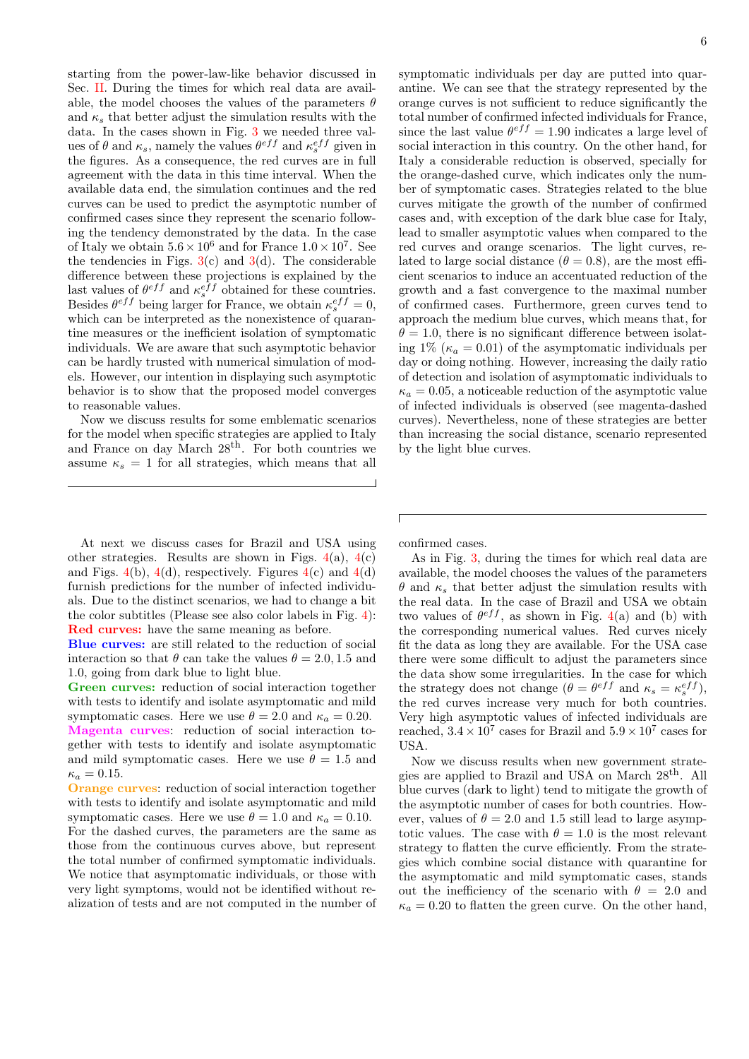starting from the power-law-like behavior discussed in Sec. II. During the times for which real data are available, the model chooses the values of the parameters $\theta$ and $\kappa_s$ that better adjust the simulation results with the data. In the cases shown in Fig. 3 we needed three values of $\theta$ and $\kappa_s$, namely the values $\theta^{eff}$ and $\kappa_s^{eff}$ given in the figures. As a consequence, the red curves are in full agreement with the data in this time interval. When the available data end, the simulation continues and the red curves can be used to predict the asymptotic number of confirmed cases since they represent the scenario following the tendency demonstrated by the data. In the case of Italy we obtain $5.6 \times 10^6$ and for France $1.0 \times 10^7$. See the tendencies in Figs. 3(c) and 3(d). The considerable difference between these projections is explained by the last values of $\theta^{eff}$ and $\kappa_s^{eff}$ obtained for these countries. Besides $\theta^{eff}$ being larger for France, we obtain $\kappa_s^{eff} = 0$, which can be interpreted as the nonexistence of quarantine measures or the inefficient isolation of symptomatic individuals. We are aware that such asymptotic behavior can be hardly trusted with numerical simulation of models. However, our intention in displaying such asymptotic behavior is to show that the proposed model converges to reasonable values.

Now we discuss results for some emblematic scenarios for the model when specific strategies are applied to Italy and France on day March 28th. For both countries we assume $\kappa_s = 1$ for all strategies, which means that all symptomatic individuals per day are putted into quarantine. We can see that the strategy represented by the orange curves is not sufficient to reduce significantly the total number of confirmed infected individuals for France, since the last value $\theta^{eff} = 1.90$ indicates a large level of social interaction in this country. On the other hand, for Italy a considerable reduction is observed, specially for the orange-dashed curve, which indicates only the number of symptomatic cases. Strategies related to the blue curves mitigate the growth of the number of confirmed cases and, with exception of the dark blue case for Italy, lead to smaller asymptotic values when compared to the red curves and orange scenarios. The light curves, related to large social distance ($\theta = 0.8$), are the most efficient scenarios to induce an accentuated reduction of the growth and a fast convergence to the maximal number of confirmed cases. Furthermore, green curves tend to approach the medium blue curves, which means that, for $\theta = 1.0$, there is no significant difference between isolating 1% ($\kappa_a = 0.01$) of the asymptomatic individuals per day or doing nothing. However, increasing the daily ratio of detection and isolation of asymptomatic individuals to $\kappa_a = 0.05$, a noticeable reduction of the asymptotic value of infected individuals is observed (see magenta-dashed curves). Nevertheless, none of these strategies are better than increasing the social distance, scenario represented by the light blue curves.

At next we discuss cases for Brazil and USA using other strategies. Results are shown in Figs. 4(a), 4(c) and Figs. 4(b), 4(d), respectively. Figures 4(c) and 4(d) furnish predictions for the number of infected individuals. Due to the distinct scenarios, we had to change a bit the color subtitles (Please see also color labels in Fig. 4):

**Red curves:** have the same meaning as before.

**Blue curves:** are still related to the reduction of social interaction so that $\theta$ can take the values $\theta = 2.0, 1.5$ and $1.0$, going from dark blue to light blue.

**Green curves:** reduction of social interaction together with tests to identify and isolate asymptomatic and mild symptomatic cases. Here we use $\theta = 2.0$ and $\kappa_a = 0.20$.

**Magenta curves**: reduction of social interaction together with tests to identify and isolate asymptomatic and mild symptomatic cases. Here we use $\theta = 1.5$ and $\kappa_a = 0.15$.

**Orange curves**: reduction of social interaction together with tests to identify and isolate asymptomatic and mild symptomatic cases. Here we use $\theta = 1.0$ and $\kappa_a = 0.10$.

For the dashed curves, the parameters are the same as those from the continuous curves above, but represent the total number of confirmed symptomatic individuals. We notice that asymptomatic individuals, or those with very light symptoms, would not be identified without realization of tests and are not computed in the number of confirmed cases.

As in Fig. 3, during the times for which real data are available, the model chooses the values of the parameters $\theta$ and $\kappa_s$ that better adjust the simulation results with the real data. In the case of Brazil and USA we obtain two values of $\theta^{eff}$, as shown in Fig. 4(a) and (b) with the corresponding numerical values. Red curves nicely fit the data as long they are available. For the USA case there were some difficult to adjust the parameters since the data show some irregularities. In the case for which the strategy does not change ($\theta = \theta^{eff}$ and $\kappa_s = \kappa_s^{eff}$), the red curves increase very much for both countries. Very high asymptotic values of infected individuals are reached, $3.4 \times 10^7$ cases for Brazil and $5.9 \times 10^7$ cases for USA.

Now we discuss results when new government strategies are applied to Brazil and USA on March 28th. All blue curves (dark to light) tend to mitigate the growth of the asymptotic number of cases for both countries. However, values of $\theta = 2.0$ and $1.5$ still lead to large asymptotic values. The case with $\theta = 1.0$ is the most relevant strategy to flatten the curve efficiently. From the strategies which combine social distance with quarantine for the asymptomatic and mild symptomatic cases, stands out the inefficiency of the scenario with $\theta = 2.0$ and $\kappa_a = 0.20$ to flatten the green curve. On the other hand,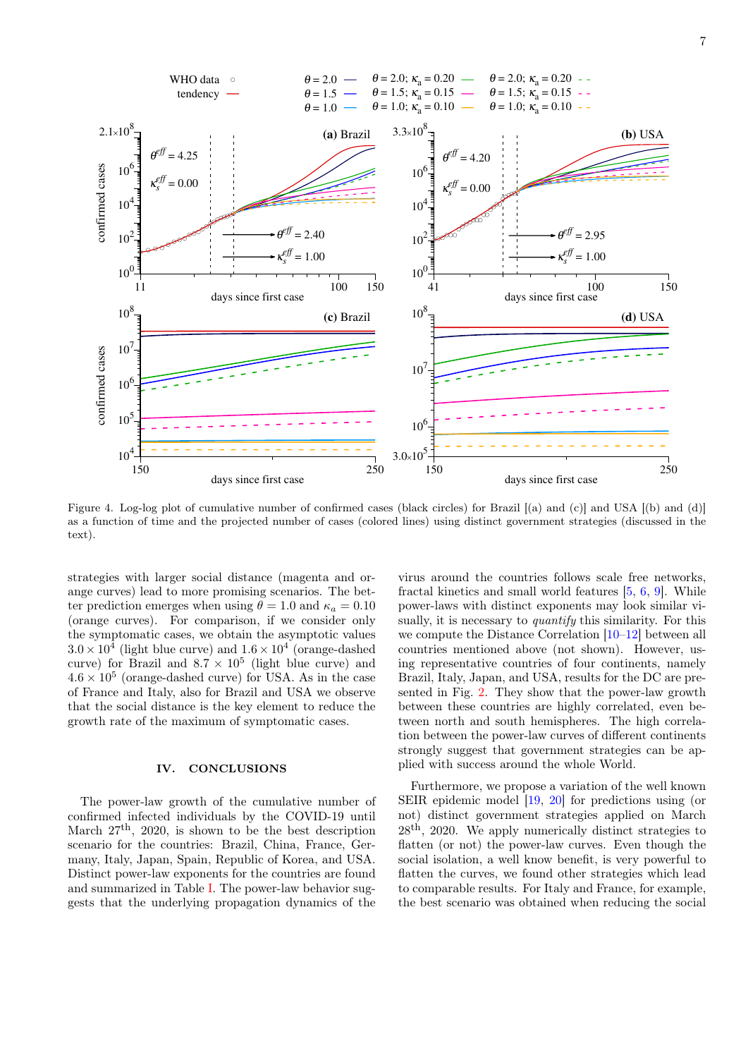Figure 4. Log-log plot of cumulative number of confirmed cases (black circles) for Brazil [(a) and (c)] and USA [(b) and (d)] as a function of time and the projected number of cases (colored lines) using distinct government strategies (discussed in the text).

strategies with larger social distance (magenta and orange curves) lead to more promising scenarios. The better prediction emerges when using $\theta = 1.0$ and $\kappa_a = 0.10$ (orange curves). For comparison, if we consider only the symptomatic cases, we obtain the asymptotic values $3.0 \times 10^4$ (light blue curve) and $1.6 \times 10^4$ (orange-dashed curve) for Brazil and $8.7 \times 10^5$ (light blue curve) and $4.6 \times 10^5$ (orange-dashed curve) for USA. As in the case of France and Italy, also for Brazil and USA we observe that the social distance is the key element to reduce the growth rate of the maximum of symptomatic cases.

## IV. CONCLUSIONS

The power-law growth of the cumulative number of confirmed infected individuals by the COVID-19 until March 27th, 2020, is shown to be the best description scenario for the countries: Brazil, China, France, Germany, Italy, Japan, Spain, Republic of Korea, and USA. Distinct power-law exponents for the countries are found and summarized in Table I. The power-law behavior suggests that the underlying propagation dynamics of the virus around the countries follows scale free networks, fractal kinetics and small world features [5, 6, 9]. While power-laws with distinct exponents may look similar visually, it is necessary to *quantify* this similarity. For this we compute the Distance Correlation [10–12] between all countries mentioned above (not shown). However, using representative countries of four continents, namely Brazil, Italy, Japan, and USA, results for the DC are presented in Fig. 2. They show that the power-law growth between these countries are highly correlated, even between north and south hemispheres. The high correlation between the power-law curves of different continents strongly suggest that government strategies can be applied with success around the whole World.

Furthermore, we propose a variation of the well known SEIR epidemic model [19, 20] for predictions using (or not) distinct government strategies applied on March 28th, 2020. We apply numerically distinct strategies to flatten (or not) the power-law curves. Even though the social isolation, a well know benefit, is very powerful to flatten the curves, we found other strategies which lead to comparable results. For Italy and France, for example, the best scenario was obtained when reducing the social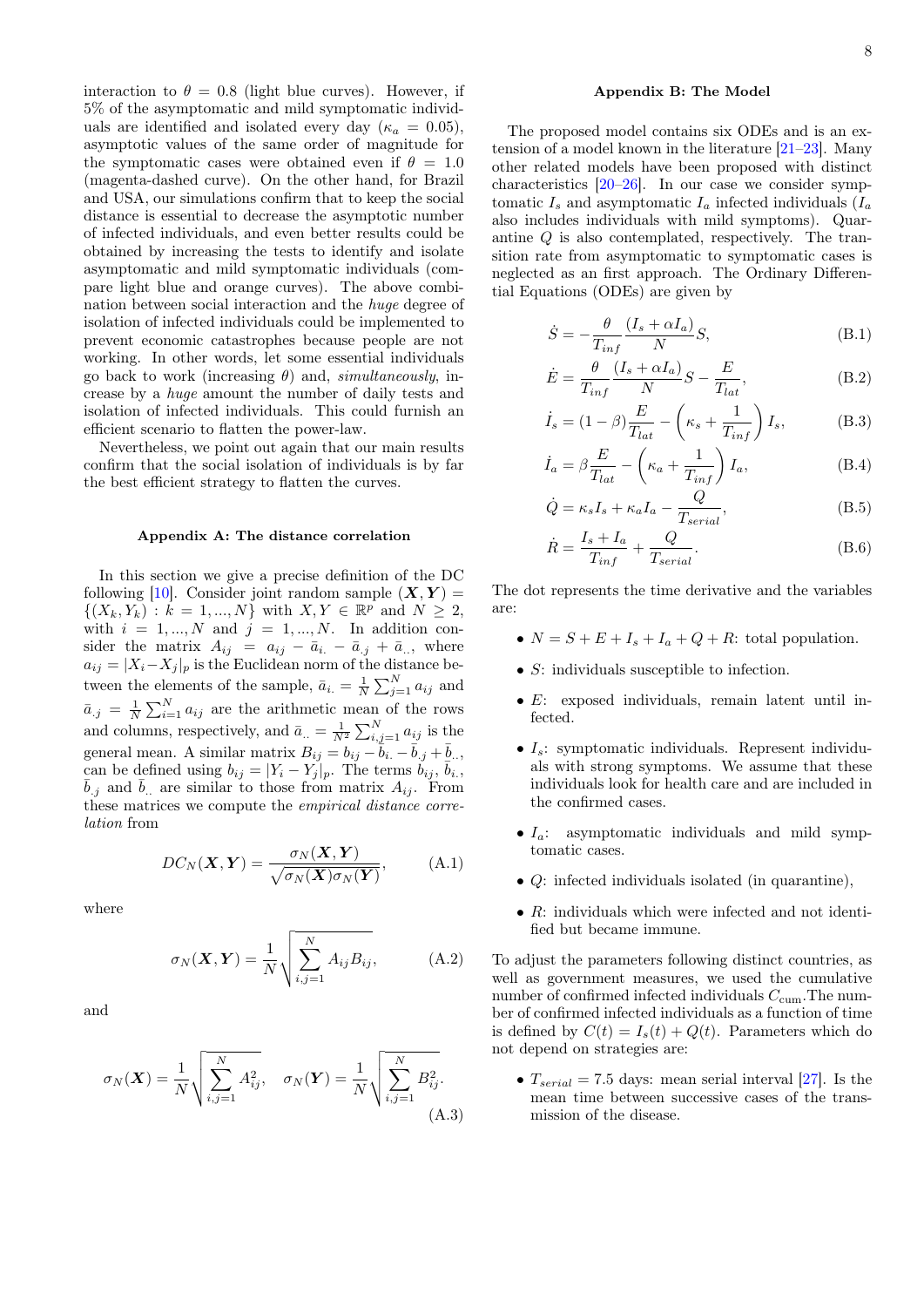interaction to $\theta = 0.8$ (light blue curves). However, if 5% of the asymptomatic and mild symptomatic individuals are identified and isolated every day ($\kappa_a = 0.05$), asymptotic values of the same order of magnitude for the symptomatic cases were obtained even if $\theta = 1.0$ (magenta-dashed curve). On the other hand, for Brazil and USA, our simulations confirm that to keep the social distance is essential to decrease the asymptotic number of infected individuals, and even better results could be obtained by increasing the tests to identify and isolate asymptotic and mild symptomatic individuals (compare light blue and orange curves). The above combination between social interaction and the *huge* degree of isolation of infected individuals could be implemented to prevent economic catastrophes because people are not working. In other words, let some essential individuals go back to work (increasing $\theta$) and, *simultaneously*, increase by a *huge* amount the number of daily tests and isolation of infected individuals. This could furnish an efficient scenario to flatten the power-law.

Nevertheless, we point out again that our main results confirm that the social isolation of individuals is by far the best efficient strategy to flatten the curves.

## Appendix A: The distance correlation

In this section we give a precise definition of the DC following [10]. Consider joint random sample $(\boldsymbol{X}, \boldsymbol{Y}) = \{(X_k, Y_k) : k = 1, ..., N\}$ with $X, Y \in \mathbb{R}^p$ and $N \geq 2$, with $i = 1, ..., N$ and $j = 1, ..., N$. In addition consider the matrix $A_{ij} = a_{ij} - \bar{a}_{i.} - \bar{a}_{.j} + \bar{a}_{..}$, where $a_{ij} = |X_i - X_j|_p$ is the Euclidean norm of the distance between the elements of the sample, $\bar{a}_{i.} = \frac{1}{N}\sum_{j=1}^{N} a_{ij}$ and $\bar{a}_{.j} = \frac{1}{N}\sum_{i=1}^{N} a_{ij}$ are the arithmetic mean of the rows and columns, respectively, and $\bar{a}_{..} = \frac{1}{N^2}\sum_{i,j=1}^{N} a_{ij}$ is the general mean. A similar matrix $B_{ij} = b_{ij} - \bar{b}_{i.} - \bar{b}_{.j} + \bar{b}_{..}$, can be defined using $b_{ij} = |Y_i - Y_j|_p$. The terms $b_{ij}$, $\bar{b}_{i.}$, $\bar{b}_{.j}$ and $\bar{b}_{..}$ are similar to those from matrix $A_{ij}$. From these matrices we compute the *empirical distance correlation* from

$$DC_N(\boldsymbol{X}, \boldsymbol{Y}) = \frac{\sigma_N(\boldsymbol{X}, \boldsymbol{Y})}{\sqrt{\sigma_N(\boldsymbol{X})\sigma_N(\boldsymbol{Y})}}, \tag{A.1}$$

where

$$\sigma_N(\boldsymbol{X}, \boldsymbol{Y}) = \frac{1}{N}\sqrt{\sum_{i,j=1}^{N} A_{ij}B_{ij}}, \tag{A.2}$$

and

$$\sigma_N(\boldsymbol{X}) = \frac{1}{N}\sqrt{\sum_{i,j=1}^{N} A_{ij}^2}, \quad \sigma_N(\boldsymbol{Y}) = \frac{1}{N}\sqrt{\sum_{i,j=1}^{N} B_{ij}^2}. \tag{A.3}$$

## Appendix B: The Model

The proposed model contains six ODEs and is an extension of a model known in the literature [21–23]. Many other related models have been proposed with distinct characteristics [20–26]. In our case we consider symptomatic $I_s$ and asymptomatic $I_a$ infected individuals ($I_a$ also includes individuals with mild symptoms). Quarantine $Q$ is also contemplated, respectively. The transition rate from asymptomatic to symptomatic cases is neglected as an first approach. The Ordinary Differential Equations (ODEs) are given by

$$\dot{S} = -\frac{\theta}{T_{inf}}\frac{(I_s + \alpha I_a)}{N}S, \tag{B.1}$$

$$\dot{E} = \frac{\theta}{T_{inf}}\frac{(I_s + \alpha I_a)}{N}S - \frac{E}{T_{lat}}, \tag{B.2}$$

$$\dot{I}_s = (1 - \beta)\frac{E}{T_{lat}} - \left(\kappa_s + \frac{1}{T_{inf}}\right)I_s, \tag{B.3}$$

$$\dot{I}_a = \beta\frac{E}{T_{lat}} - \left(\kappa_a + \frac{1}{T_{inf}}\right)I_a, \tag{B.4}$$

$$\dot{Q} = \kappa_s I_s + \kappa_a I_a - \frac{Q}{T_{serial}}, \tag{B.5}$$

$$\dot{R} = \frac{I_s + I_a}{T_{inf}} + \frac{Q}{T_{serial}}. \tag{B.6}$$

The dot represents the time derivative and the variables are:

- $N = S + E + I_s + I_a + Q + R$: total population.
- $S$: individuals susceptible to infection.
- $E$: exposed individuals, remain latent until infected.
- $I_s$: symptomatic individuals. Represent individuals with strong symptoms. We assume that these individuals look for health care and are included in the confirmed cases.
- $I_a$: asymptomatic individuals and mild symptomatic cases.
- $Q$: infected individuals isolated (in quarantine),
- $R$: individuals which were infected and not identified but became immune.

To adjust the parameters following distinct countries, as well as government measures, we used the cumulative number of confirmed infected individuals $C_{\text{cum}}$.The number of confirmed infected individuals as a function of time is defined by $C(t) = I_s(t) + Q(t)$. Parameters which do not depend on strategies are:

- $T_{serial} = 7.5$ days: mean serial interval [27]. Is the mean time between successive cases of the transmission of the disease.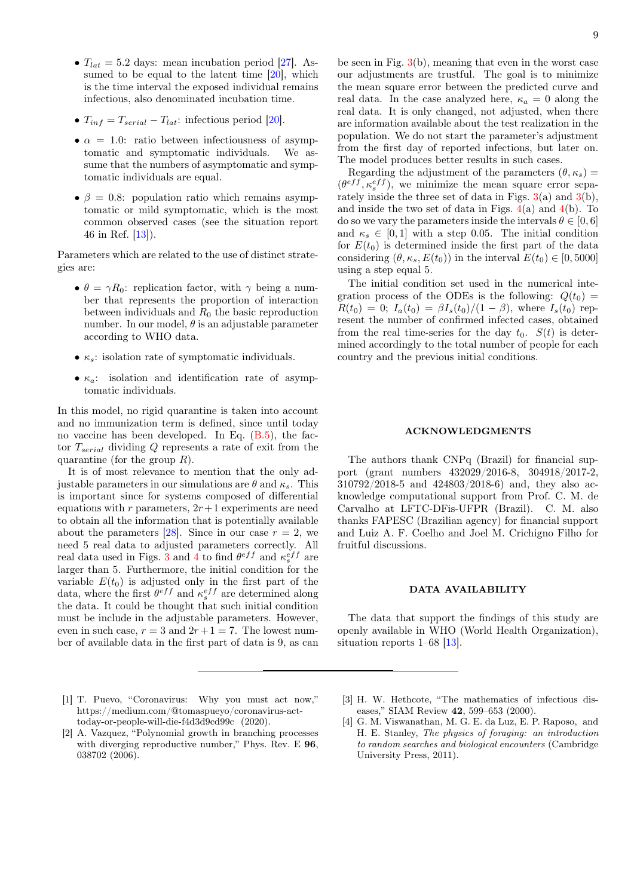- $T_{lat} = 5.2$ days: mean incubation period [27]. Assumed to be equal to the latent time [20], which is the time interval the exposed individual remains infectious, also denominated incubation time.
- $T_{inf} = T_{serial} - T_{lat}$: infectious period [20].
- $\alpha = 1.0$: ratio between infectiousness of asymptomatic and symptomatic individuals. We assume that the numbers of asymptomatic and symptomatic individuals are equal.
- $\beta = 0.8$: population ratio which remains asymptomatic or mild symptomatic, which is the most common observed cases (see the situation report 46 in Ref. [13]).

Parameters which are related to the use of distinct strategies are:

- $\theta = \gamma R_0$: replication factor, with $\gamma$ being a number that represents the proportion of interaction between individuals and $R_0$ the basic reproduction number. In our model, $\theta$ is an adjustable parameter according to WHO data.
- $\kappa_s$: isolation rate of symptomatic individuals.
- $\kappa_a$: isolation and identification rate of asymptomatic individuals.

In this model, no rigid quarantine is taken into account and no immunization term is defined, since until today no vaccine has been developed. In Eq. (B.5), the factor $T_{serial}$ dividing $Q$ represents a rate of exit from the quarantine (for the group $R$).

It is of most relevance to mention that the only adjustable parameters in our simulations are $\theta$ and $\kappa_s$. This is important since for systems composed of differential equations with $r$ parameters, $2r+1$ experiments are need to obtain all the information that is potentially available about the parameters [28]. Since in our case $r = 2$, we need 5 real data to adjusted parameters correctly. All real data used in Figs. 3 and 4 to find $\theta^{eff}$ and $\kappa_s^{eff}$ are larger than 5. Furthermore, the initial condition for the variable $E(t_0)$ is adjusted only in the first part of the data, where the first $\theta^{eff}$ and $\kappa_s^{eff}$ are determined along the data. It could be thought that such initial condition must be include in the adjustable parameters. However, even in such case, $r = 3$ and $2r+1 = 7$. The lowest number of available data in the first part of data is 9, as can be seen in Fig. 3(b), meaning that even in the worst case our adjustments are trustful. The goal is to minimize the mean square error between the predicted curve and real data. In the case analyzed here, $\kappa_a = 0$ along the real data. It is only changed, not adjusted, when there are information available about the test realization in the population. We do not start the parameter's adjustment from the first day of reported infections, but later on. The model produces better results in such cases.

Regarding the adjustment of the parameters $(\theta, \kappa_s) = (\theta^{eff}, \kappa_s^{eff})$, we minimize the mean square error separately inside the three set of data in Figs. 3(a) and 3(b), and inside the two set of data in Figs. 4(a) and 4(b). To do so we vary the parameters inside the intervals $\theta \in [0, 6]$ and $\kappa_s \in [0, 1]$ with a step 0.05. The initial condition for $E(t_0)$ is determined inside the first part of the data considering $(\theta, \kappa_s, E(t_0))$ in the interval $E(t_0) \in [0, 5000]$ using a step equal 5.

The initial condition set used in the numerical integration process of the ODEs is the following: $Q(t_0) = R(t_0) = 0$; $I_a(t_0) = \beta I_s(t_0)/(1-\beta)$, where $I_s(t_0)$ represent the number of confirmed infected cases, obtained from the real time-series for the day $t_0$. $S(t)$ is determined accordingly to the total number of people for each country and the previous initial conditions.

## ACKNOWLEDGMENTS

The authors thank CNPq (Brazil) for financial support (grant numbers 432029/2016-8, 304918/2017-2, 310792/2018-5 and 424803/2018-6) and, they also acknowledge computational support from Prof. C. M. de Carvalho at LFTC-DFis-UFPR (Brazil). C. M. also thanks FAPESC (Brazilian agency) for financial support and Luiz A. F. Coelho and Joel M. Crichigno Filho for fruitful discussions.

## DATA AVAILABILITY

The data that support the findings of this study are openly available in WHO (World Health Organization), situation reports 1–68 [13].

---

[1] T. Puevo, "Coronavirus: Why you must act now," https://medium.com/@tomaspueyo/coronavirus-act-today-or-people-will-die-f4d3d9cd99c (2020).

[2] A. Vazquez, "Polynomial growth in branching processes with diverging reproductive number," Phys. Rev. E **96**, 038702 (2006).

[3] H. W. Hethcote, "The mathematics of infectious diseases," SIAM Review **42**, 599–653 (2000).

[4] G. M. Viswanathan, M. G. E. da Luz, E. P. Raposo, and H. E. Stanley, *The physics of foraging: an introduction to random searches and biological encounters* (Cambridge University Press, 2011).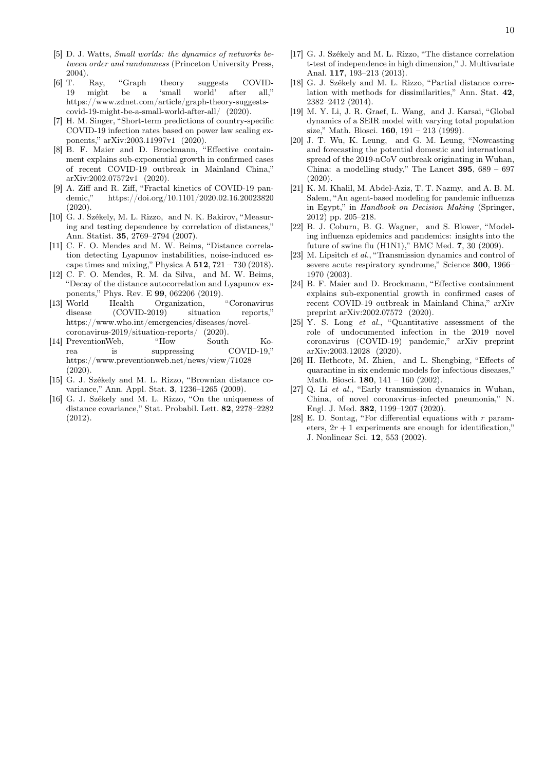[5] D. J. Watts, *Small worlds: the dynamics of networks between order and randomness* (Princeton University Press, 2004).

[6] T. Ray, "Graph theory suggests COVID-19 might be a 'small world' after all," https://www.zdnet.com/article/graph-theory-suggests-covid-19-might-be-a-small-world-after-all/ (2020).

[7] H. M. Singer, "Short-term predictions of country-specific COVID-19 infection rates based on power law scaling exponents," arXiv:2003.11997v1 (2020).

[8] B. F. Maier and D. Brockmann, "Effective containment explains sub-exponential growth in confirmed cases of recent COVID-19 outbreak in Mainland China," arXiv:2002.07572v1 (2020).

[9] A. Ziff and R. Ziff, "Fractal kinetics of COVID-19 pandemic," https://doi.org/10.1101/2020.02.16.20023820 (2020).

[10] G. J. Székely, M. L. Rizzo, and N. K. Bakirov, "Measuring and testing dependence by correlation of distances," Ann. Statist. **35**, 2769–2794 (2007).

[11] C. F. O. Mendes and M. W. Beims, "Distance correlation detecting Lyapunov instabilities, noise-induced escape times and mixing," Physica A **512**, 721 – 730 (2018).

[12] C. F. O. Mendes, R. M. da Silva, and M. W. Beims, "Decay of the distance autocorrelation and Lyapunov exponents," Phys. Rev. E **99**, 062206 (2019).

[13] World Health Organization, "Coronavirus disease (COVID-2019) situation reports," https://www.who.int/emergencies/diseases/novel-coronavirus-2019/situation-reports/ (2020).

[14] PreventionWeb, "How South Korea is suppressing COVID-19," https://www.preventionweb.net/news/view/71028 (2020).

[15] G. J. Székely and M. L. Rizzo, "Brownian distance covariance," Ann. Appl. Stat. **3**, 1236–1265 (2009).

[16] G. J. Székely and M. L. Rizzo, "On the uniqueness of distance covariance," Stat. Probabil. Lett. **82**, 2278–2282 (2012).

[17] G. J. Székely and M. L. Rizzo, "The distance correlation t-test of independence in high dimension," J. Multivariate Anal. **117**, 193–213 (2013).

[18] G. J. Székely and M. L. Rizzo, "Partial distance correlation with methods for dissimilarities," Ann. Stat. **42**, 2382–2412 (2014).

[19] M. Y. Li, J. R. Graef, L. Wang, and J. Karsai, "Global dynamics of a SEIR model with varying total population size," Math. Biosci. **160**, 191 – 213 (1999).

[20] J. T. Wu, K. Leung, and G. M. Leung, "Nowcasting and forecasting the potential domestic and international spread of the 2019-nCoV outbreak originating in Wuhan, China: a modelling study," The Lancet **395**, 689 – 697 (2020).

[21] K. M. Khalil, M. Abdel-Aziz, T. T. Nazmy, and A. B. M. Salem, "An agent-based modeling for pandemic influenza in Egypt," in *Handbook on Decision Making* (Springer, 2012) pp. 205–218.

[22] B. J. Coburn, B. G. Wagner, and S. Blower, "Modeling influenza epidemics and pandemics: insights into the future of swine flu (H1N1)," BMC Med. **7**, 30 (2009).

[23] M. Lipsitch *et al.*, "Transmission dynamics and control of severe acute respiratory syndrome," Science **300**, 1966–1970 (2003).

[24] B. F. Maier and D. Brockmann, "Effective containment explains sub-exponential growth in confirmed cases of recent COVID-19 outbreak in Mainland China," arXiv preprint arXiv:2002.07572 (2020).

[25] Y. S. Long *et al.*, "Quantitative assessment of the role of undocumented infection in the 2019 novel coronavirus (COVID-19) pandemic," arXiv preprint arXiv:2003.12028 (2020).

[26] H. Hethcote, M. Zhien, and L. Shengbing, "Effects of quarantine in six endemic models for infectious diseases," Math. Biosci. **180**, 141 – 160 (2002).

[27] Q. Li *et al.*, "Early transmission dynamics in Wuhan, China, of novel coronavirus–infected pneumonia," N. Engl. J. Med. **382**, 1199–1207 (2020).

[28] E. D. Sontag, "For differential equations with $r$ parameters, $2r + 1$ experiments are enough for identification," J. Nonlinear Sci. **12**, 553 (2002).